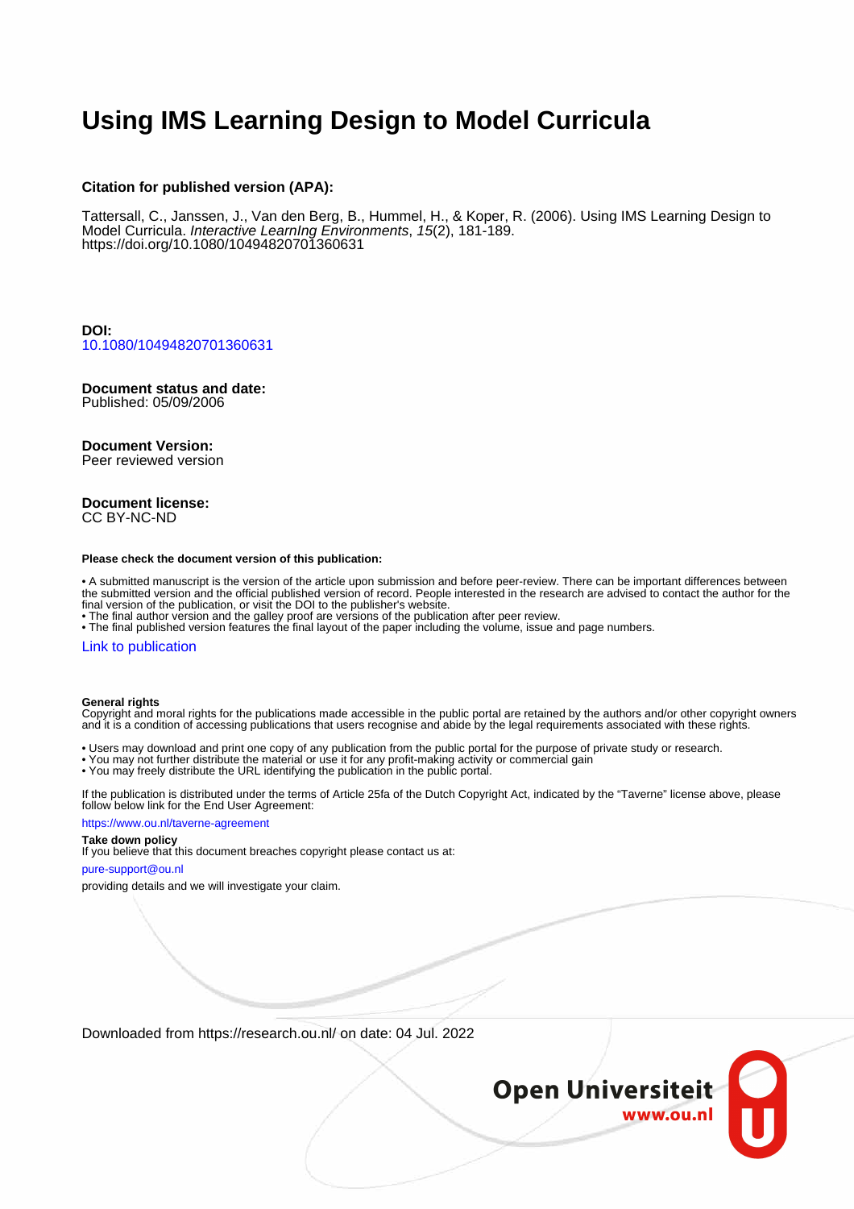# Using IMS Learning Design to Model Curricula

**Citation for published version (APA):**

Tattersall, C., Janssen, J., Van den Berg, B., Hummel, H., & Koper, R. (2006). Using IMS Learning Design to Model Curricula. *Interactive LearnIng Environments*, *15*(2), 181-189. https://doi.org/10.1080/10494820701360631

**DOI:**
10.1080/10494820701360631

**Document status and date:**
Published: 05/09/2006

**Document Version:**
Peer reviewed version

**Document license:**
CC BY-NC-ND

**Please check the document version of this publication:**

- A submitted manuscript is the version of the article upon submission and before peer-review. There can be important differences between the submitted version and the official published version of record. People interested in the research are advised to contact the author for the final version of the publication, or visit the DOI to the publisher's website.
- The final author version and the galley proof are versions of the publication after peer review.
- The final published version features the final layout of the paper including the volume, issue and page numbers.

Link to publication

**General rights**
Copyright and moral rights for the publications made accessible in the public portal are retained by the authors and/or other copyright owners and it is a condition of accessing publications that users recognise and abide by the legal requirements associated with these rights.

- Users may download and print one copy of any publication from the public portal for the purpose of private study or research.
- You may not further distribute the material or use it for any profit-making activity or commercial gain
- You may freely distribute the URL identifying the publication in the public portal.

If the publication is distributed under the terms of Article 25fa of the Dutch Copyright Act, indicated by the "Taverne" license above, please follow below link for the End User Agreement:

https://www.ou.nl/taverne-agreement

**Take down policy**
If you believe that this document breaches copyright please contact us at:

pure-support@ou.nl

providing details and we will investigate your claim.

Downloaded from https://research.ou.nl/ on date: 04 Jul. 2022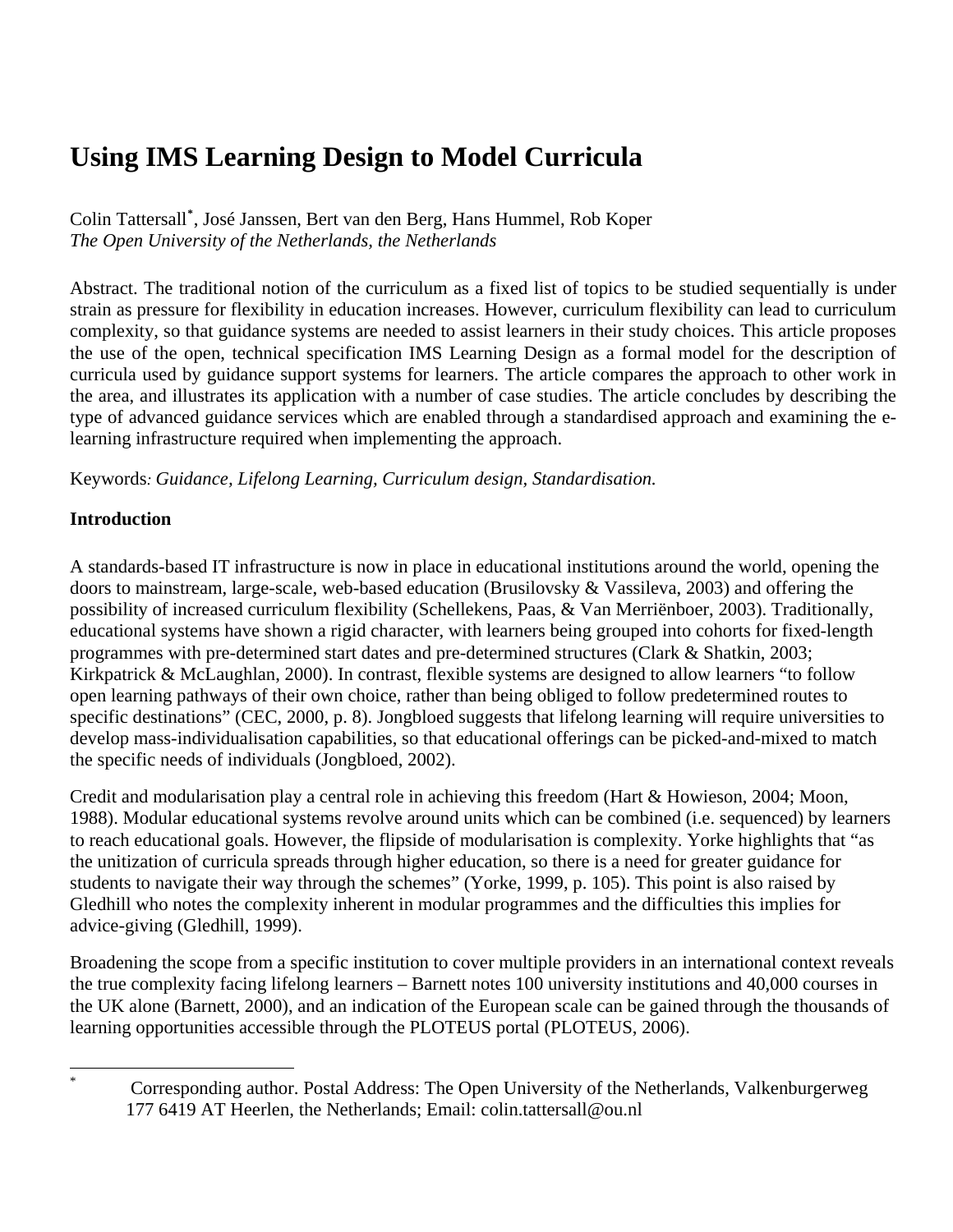# Using IMS Learning Design to Model Curricula

Colin Tattersall*, José Janssen, Bert van den Berg, Hans Hummel, Rob Koper
*The Open University of the Netherlands, the Netherlands*

Abstract. The traditional notion of the curriculum as a fixed list of topics to be studied sequentially is under strain as pressure for flexibility in education increases. However, curriculum flexibility can lead to curriculum complexity, so that guidance systems are needed to assist learners in their study choices. This article proposes the use of the open, technical specification IMS Learning Design as a formal model for the description of curricula used by guidance support systems for learners. The article compares the approach to other work in the area, and illustrates its application with a number of case studies. The article concludes by describing the type of advanced guidance services which are enabled through a standardised approach and examining the e-learning infrastructure required when implementing the approach.

Keywords: *Guidance, Lifelong Learning, Curriculum design, Standardisation.*

**Introduction**

A standards-based IT infrastructure is now in place in educational institutions around the world, opening the doors to mainstream, large-scale, web-based education (Brusilovsky & Vassileva, 2003) and offering the possibility of increased curriculum flexibility (Schellekens, Paas, & Van Merriënboer, 2003). Traditionally, educational systems have shown a rigid character, with learners being grouped into cohorts for fixed-length programmes with pre-determined start dates and pre-determined structures (Clark & Shatkin, 2003; Kirkpatrick & McLaughlan, 2000). In contrast, flexible systems are designed to allow learners "to follow open learning pathways of their own choice, rather than being obliged to follow predetermined routes to specific destinations" (CEC, 2000, p. 8). Jongbloed suggests that lifelong learning will require universities to develop mass-individualisation capabilities, so that educational offerings can be picked-and-mixed to match the specific needs of individuals (Jongbloed, 2002).

Credit and modularisation play a central role in achieving this freedom (Hart & Howieson, 2004; Moon, 1988). Modular educational systems revolve around units which can be combined (i.e. sequenced) by learners to reach educational goals. However, the flipside of modularisation is complexity. Yorke highlights that "as the unitization of curricula spreads through higher education, so there is a need for greater guidance for students to navigate their way through the schemes" (Yorke, 1999, p. 105). This point is also raised by Gledhill who notes the complexity inherent in modular programmes and the difficulties this implies for advice-giving (Gledhill, 1999).

Broadening the scope from a specific institution to cover multiple providers in an international context reveals the true complexity facing lifelong learners – Barnett notes 100 university institutions and 40,000 courses in the UK alone (Barnett, 2000), and an indication of the European scale can be gained through the thousands of learning opportunities accessible through the PLOTEUS portal (PLOTEUS, 2006).

---

* Corresponding author. Postal Address: The Open University of the Netherlands, Valkenburgerweg 177 6419 AT Heerlen, the Netherlands; Email: colin.tattersall@ou.nl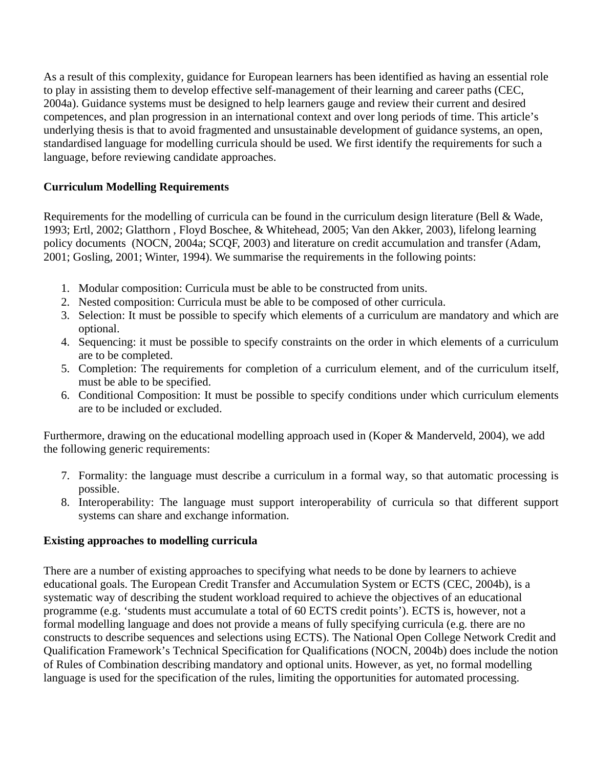As a result of this complexity, guidance for European learners has been identified as having an essential role to play in assisting them to develop effective self-management of their learning and career paths (CEC, 2004a). Guidance systems must be designed to help learners gauge and review their current and desired competences, and plan progression in an international context and over long periods of time. This article's underlying thesis is that to avoid fragmented and unsustainable development of guidance systems, an open, standardised language for modelling curricula should be used. We first identify the requirements for such a language, before reviewing candidate approaches.

## Curriculum Modelling Requirements

Requirements for the modelling of curricula can be found in the curriculum design literature (Bell & Wade, 1993; Ertl, 2002; Glatthorn , Floyd Boschee, & Whitehead, 2005; Van den Akker, 2003), lifelong learning policy documents (NOCN, 2004a; SCQF, 2003) and literature on credit accumulation and transfer (Adam, 2001; Gosling, 2001; Winter, 1994). We summarise the requirements in the following points:

1. Modular composition: Curricula must be able to be constructed from units.
2. Nested composition: Curricula must be able to be composed of other curricula.
3. Selection: It must be possible to specify which elements of a curriculum are mandatory and which are optional.
4. Sequencing: it must be possible to specify constraints on the order in which elements of a curriculum are to be completed.
5. Completion: The requirements for completion of a curriculum element, and of the curriculum itself, must be able to be specified.
6. Conditional Composition: It must be possible to specify conditions under which curriculum elements are to be included or excluded.

Furthermore, drawing on the educational modelling approach used in (Koper & Manderveld, 2004), we add the following generic requirements:

7. Formality: the language must describe a curriculum in a formal way, so that automatic processing is possible.
8. Interoperability: The language must support interoperability of curricula so that different support systems can share and exchange information.

## Existing approaches to modelling curricula

There are a number of existing approaches to specifying what needs to be done by learners to achieve educational goals. The European Credit Transfer and Accumulation System or ECTS (CEC, 2004b), is a systematic way of describing the student workload required to achieve the objectives of an educational programme (e.g. 'students must accumulate a total of 60 ECTS credit points'). ECTS is, however, not a formal modelling language and does not provide a means of fully specifying curricula (e.g. there are no constructs to describe sequences and selections using ECTS). The National Open College Network Credit and Qualification Framework's Technical Specification for Qualifications (NOCN, 2004b) does include the notion of Rules of Combination describing mandatory and optional units. However, as yet, no formal modelling language is used for the specification of the rules, limiting the opportunities for automated processing.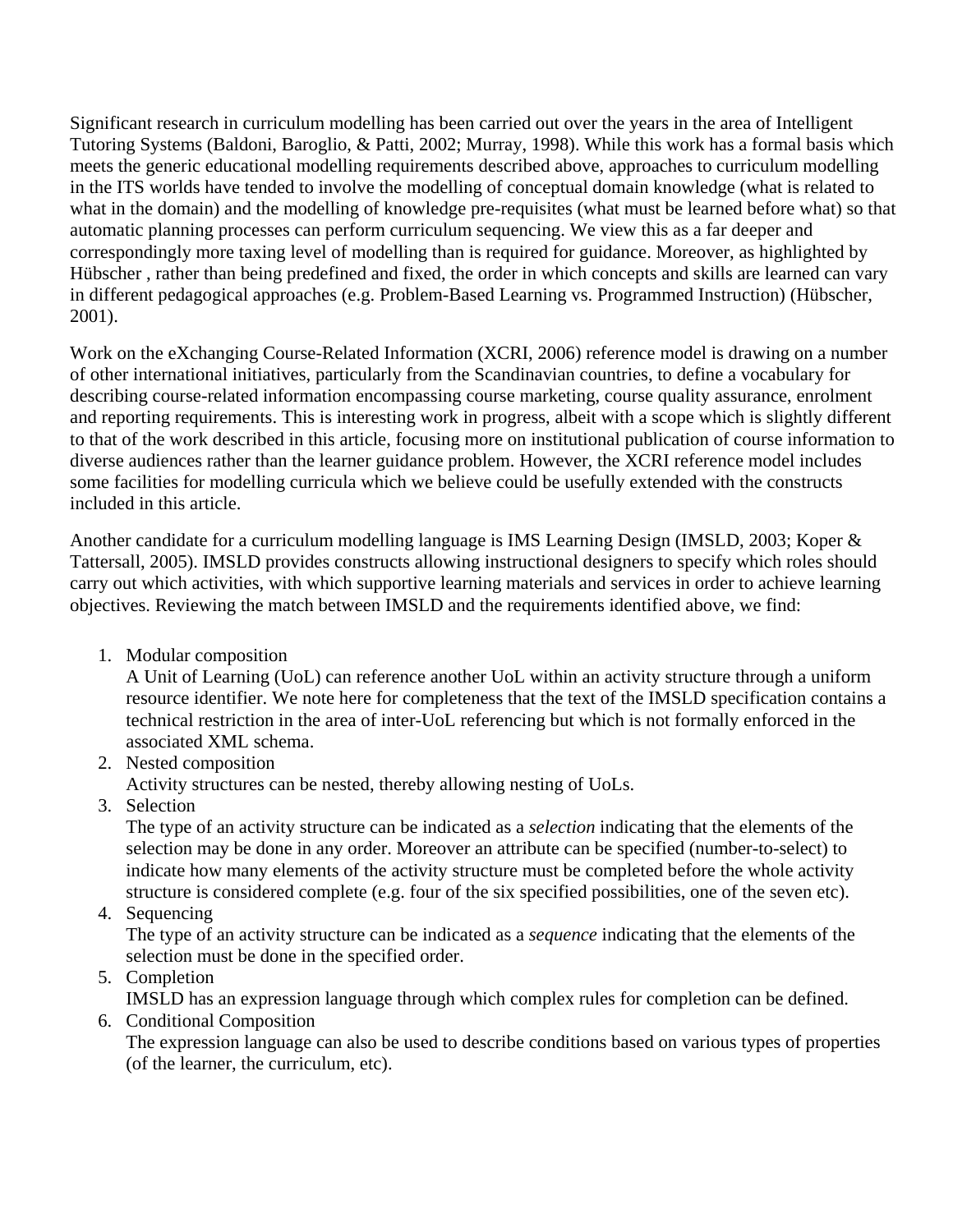Significant research in curriculum modelling has been carried out over the years in the area of Intelligent Tutoring Systems (Baldoni, Baroglio, & Patti, 2002; Murray, 1998). While this work has a formal basis which meets the generic educational modelling requirements described above, approaches to curriculum modelling in the ITS worlds have tended to involve the modelling of conceptual domain knowledge (what is related to what in the domain) and the modelling of knowledge pre-requisites (what must be learned before what) so that automatic planning processes can perform curriculum sequencing. We view this as a far deeper and correspondingly more taxing level of modelling than is required for guidance. Moreover, as highlighted by Hübscher , rather than being predefined and fixed, the order in which concepts and skills are learned can vary in different pedagogical approaches (e.g. Problem-Based Learning vs. Programmed Instruction) (Hübscher, 2001).

Work on the eXchanging Course-Related Information (XCRI, 2006) reference model is drawing on a number of other international initiatives, particularly from the Scandinavian countries, to define a vocabulary for describing course-related information encompassing course marketing, course quality assurance, enrolment and reporting requirements. This is interesting work in progress, albeit with a scope which is slightly different to that of the work described in this article, focusing more on institutional publication of course information to diverse audiences rather than the learner guidance problem. However, the XCRI reference model includes some facilities for modelling curricula which we believe could be usefully extended with the constructs included in this article.

Another candidate for a curriculum modelling language is IMS Learning Design (IMSLD, 2003; Koper & Tattersall, 2005). IMSLD provides constructs allowing instructional designers to specify which roles should carry out which activities, with which supportive learning materials and services in order to achieve learning objectives. Reviewing the match between IMSLD and the requirements identified above, we find:

1. Modular composition
   A Unit of Learning (UoL) can reference another UoL within an activity structure through a uniform resource identifier. We note here for completeness that the text of the IMSLD specification contains a technical restriction in the area of inter-UoL referencing but which is not formally enforced in the associated XML schema.
2. Nested composition
   Activity structures can be nested, thereby allowing nesting of UoLs.
3. Selection
   The type of an activity structure can be indicated as a *selection* indicating that the elements of the selection may be done in any order. Moreover an attribute can be specified (number-to-select) to indicate how many elements of the activity structure must be completed before the whole activity structure is considered complete (e.g. four of the six specified possibilities, one of the seven etc).
4. Sequencing
   The type of an activity structure can be indicated as a *sequence* indicating that the elements of the selection must be done in the specified order.
5. Completion
   IMSLD has an expression language through which complex rules for completion can be defined.
6. Conditional Composition
   The expression language can also be used to describe conditions based on various types of properties (of the learner, the curriculum, etc).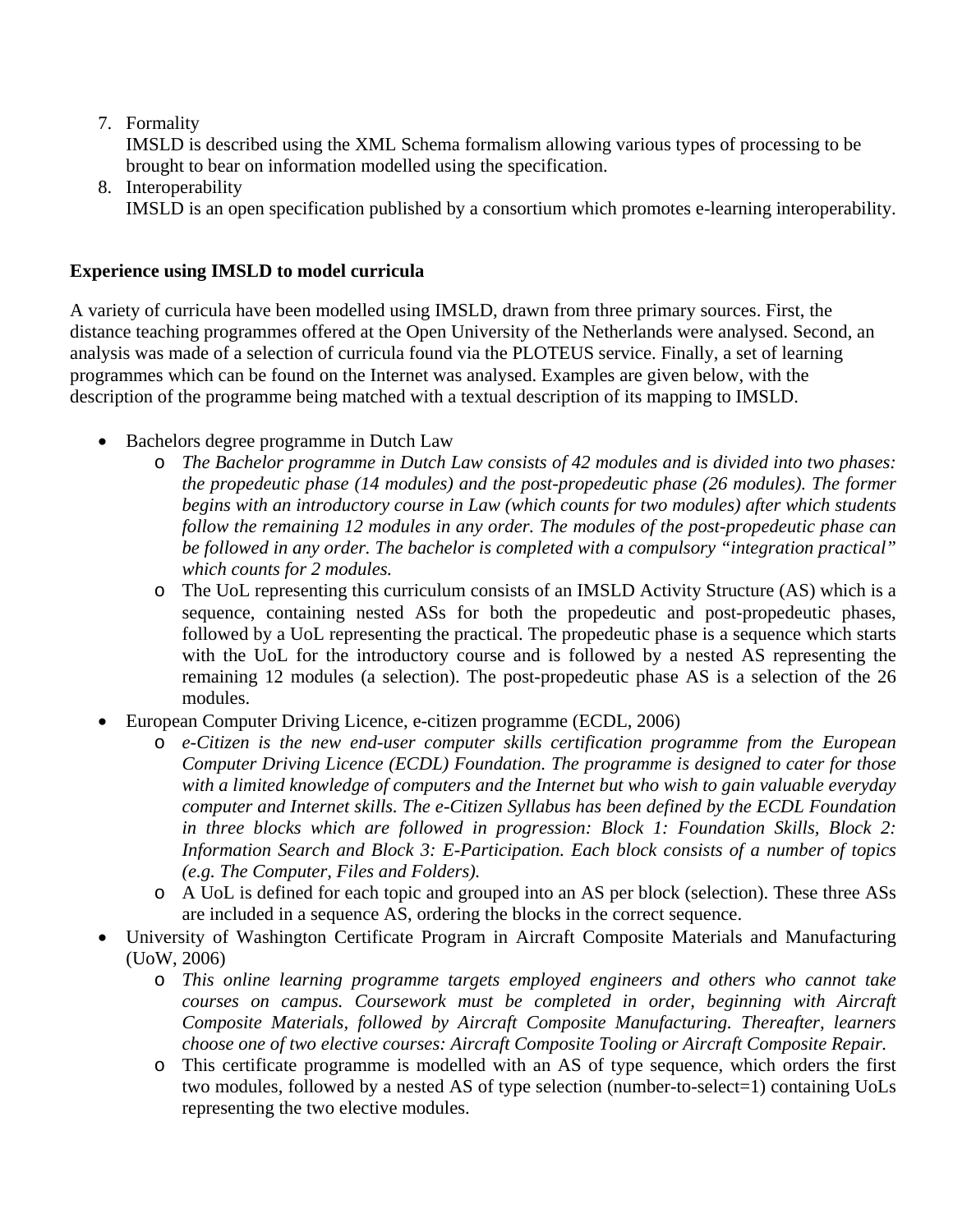7. Formality
   IMSLD is described using the XML Schema formalism allowing various types of processing to be brought to bear on information modelled using the specification.
8. Interoperability
   IMSLD is an open specification published by a consortium which promotes e-learning interoperability.

**Experience using IMSLD to model curricula**

A variety of curricula have been modelled using IMSLD, drawn from three primary sources. First, the distance teaching programmes offered at the Open University of the Netherlands were analysed. Second, an analysis was made of a selection of curricula found via the PLOTEUS service. Finally, a set of learning programmes which can be found on the Internet was analysed. Examples are given below, with the description of the programme being matched with a textual description of its mapping to IMSLD.

- Bachelors degree programme in Dutch Law
  - *The Bachelor programme in Dutch Law consists of 42 modules and is divided into two phases: the propedeutic phase (14 modules) and the post-propedeutic phase (26 modules). The former begins with an introductory course in Law (which counts for two modules) after which students follow the remaining 12 modules in any order. The modules of the post-propedeutic phase can be followed in any order. The bachelor is completed with a compulsory "integration practical" which counts for 2 modules.*
  - The UoL representing this curriculum consists of an IMSLD Activity Structure (AS) which is a sequence, containing nested ASs for both the propedeutic and post-propedeutic phases, followed by a UoL representing the practical. The propedeutic phase is a sequence which starts with the UoL for the introductory course and is followed by a nested AS representing the remaining 12 modules (a selection). The post-propedeutic phase AS is a selection of the 26 modules.
- European Computer Driving Licence, e-citizen programme (ECDL, 2006)
  - *e-Citizen is the new end-user computer skills certification programme from the European Computer Driving Licence (ECDL) Foundation. The programme is designed to cater for those with a limited knowledge of computers and the Internet but who wish to gain valuable everyday computer and Internet skills. The e-Citizen Syllabus has been defined by the ECDL Foundation in three blocks which are followed in progression: Block 1: Foundation Skills, Block 2: Information Search and Block 3: E-Participation. Each block consists of a number of topics (e.g. The Computer, Files and Folders).*
  - A UoL is defined for each topic and grouped into an AS per block (selection). These three ASs are included in a sequence AS, ordering the blocks in the correct sequence.
- University of Washington Certificate Program in Aircraft Composite Materials and Manufacturing (UoW, 2006)
  - *This online learning programme targets employed engineers and others who cannot take courses on campus. Coursework must be completed in order, beginning with Aircraft Composite Materials, followed by Aircraft Composite Manufacturing. Thereafter, learners choose one of two elective courses: Aircraft Composite Tooling or Aircraft Composite Repair.*
  - This certificate programme is modelled with an AS of type sequence, which orders the first two modules, followed by a nested AS of type selection (number-to-select=1) containing UoLs representing the two elective modules.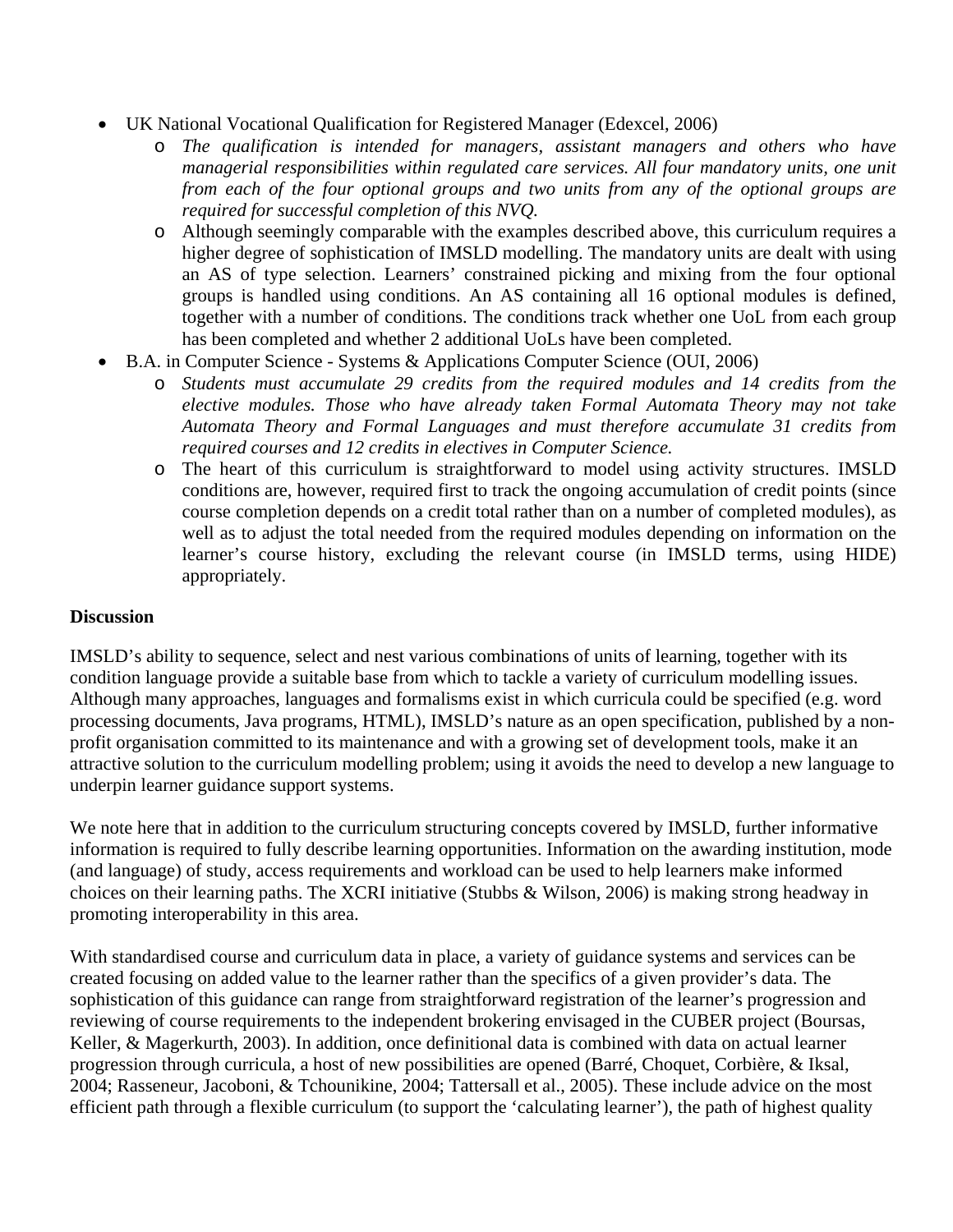- UK National Vocational Qualification for Registered Manager (Edexcel, 2006)
  - *The qualification is intended for managers, assistant managers and others who have managerial responsibilities within regulated care services. All four mandatory units, one unit from each of the four optional groups and two units from any of the optional groups are required for successful completion of this NVQ.*
  - Although seemingly comparable with the examples described above, this curriculum requires a higher degree of sophistication of IMSLD modelling. The mandatory units are dealt with using an AS of type selection. Learners' constrained picking and mixing from the four optional groups is handled using conditions. An AS containing all 16 optional modules is defined, together with a number of conditions. The conditions track whether one UoL from each group has been completed and whether 2 additional UoLs have been completed.
- B.A. in Computer Science - Systems & Applications Computer Science (OUI, 2006)
  - *Students must accumulate 29 credits from the required modules and 14 credits from the elective modules. Those who have already taken Formal Automata Theory may not take Automata Theory and Formal Languages and must therefore accumulate 31 credits from required courses and 12 credits in electives in Computer Science.*
  - The heart of this curriculum is straightforward to model using activity structures. IMSLD conditions are, however, required first to track the ongoing accumulation of credit points (since course completion depends on a credit total rather than on a number of completed modules), as well as to adjust the total needed from the required modules depending on information on the learner's course history, excluding the relevant course (in IMSLD terms, using HIDE) appropriately.

**Discussion**

IMSLD's ability to sequence, select and nest various combinations of units of learning, together with its condition language provide a suitable base from which to tackle a variety of curriculum modelling issues. Although many approaches, languages and formalisms exist in which curricula could be specified (e.g. word processing documents, Java programs, HTML), IMSLD's nature as an open specification, published by a non-profit organisation committed to its maintenance and with a growing set of development tools, make it an attractive solution to the curriculum modelling problem; using it avoids the need to develop a new language to underpin learner guidance support systems.

We note here that in addition to the curriculum structuring concepts covered by IMSLD, further informative information is required to fully describe learning opportunities. Information on the awarding institution, mode (and language) of study, access requirements and workload can be used to help learners make informed choices on their learning paths. The XCRI initiative (Stubbs & Wilson, 2006) is making strong headway in promoting interoperability in this area.

With standardised course and curriculum data in place, a variety of guidance systems and services can be created focusing on added value to the learner rather than the specifics of a given provider's data. The sophistication of this guidance can range from straightforward registration of the learner's progression and reviewing of course requirements to the independent brokering envisaged in the CUBER project (Boursas, Keller, & Magerkurth, 2003). In addition, once definitional data is combined with data on actual learner progression through curricula, a host of new possibilities are opened (Barré, Choquet, Corbière, & Iksal, 2004; Rasseneur, Jacoboni, & Tchounikine, 2004; Tattersall et al., 2005). These include advice on the most efficient path through a flexible curriculum (to support the 'calculating learner'), the path of highest quality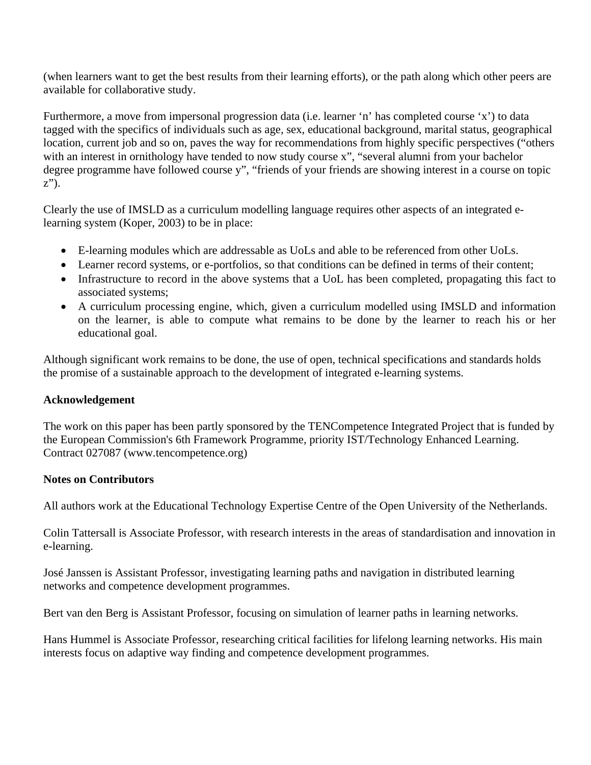(when learners want to get the best results from their learning efforts), or the path along which other peers are available for collaborative study.

Furthermore, a move from impersonal progression data (i.e. learner 'n' has completed course 'x') to data tagged with the specifics of individuals such as age, sex, educational background, marital status, geographical location, current job and so on, paves the way for recommendations from highly specific perspectives ("others with an interest in ornithology have tended to now study course x", "several alumni from your bachelor degree programme have followed course y", "friends of your friends are showing interest in a course on topic z").

Clearly the use of IMSLD as a curriculum modelling language requires other aspects of an integrated e-learning system (Koper, 2003) to be in place:

- E-learning modules which are addressable as UoLs and able to be referenced from other UoLs.
- Learner record systems, or e-portfolios, so that conditions can be defined in terms of their content;
- Infrastructure to record in the above systems that a UoL has been completed, propagating this fact to associated systems;
- A curriculum processing engine, which, given a curriculum modelled using IMSLD and information on the learner, is able to compute what remains to be done by the learner to reach his or her educational goal.

Although significant work remains to be done, the use of open, technical specifications and standards holds the promise of a sustainable approach to the development of integrated e-learning systems.

**Acknowledgement**

The work on this paper has been partly sponsored by the TENCompetence Integrated Project that is funded by the European Commission's 6th Framework Programme, priority IST/Technology Enhanced Learning. Contract 027087 (www.tencompetence.org)

**Notes on Contributors**

All authors work at the Educational Technology Expertise Centre of the Open University of the Netherlands.

Colin Tattersall is Associate Professor, with research interests in the areas of standardisation and innovation in e-learning.

José Janssen is Assistant Professor, investigating learning paths and navigation in distributed learning networks and competence development programmes.

Bert van den Berg is Assistant Professor, focusing on simulation of learner paths in learning networks.

Hans Hummel is Associate Professor, researching critical facilities for lifelong learning networks. His main interests focus on adaptive way finding and competence development programmes.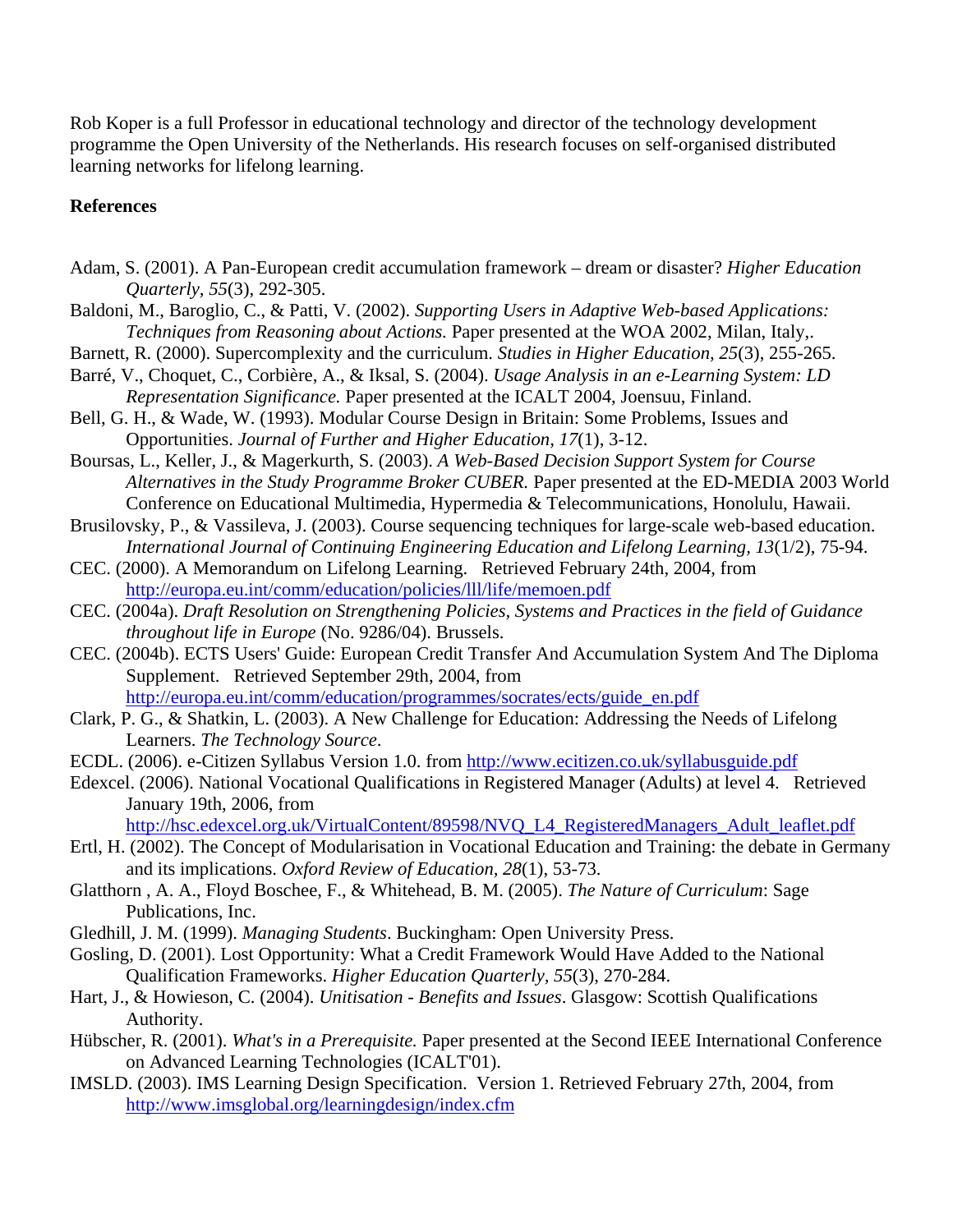Rob Koper is a full Professor in educational technology and director of the technology development programme the Open University of the Netherlands. His research focuses on self-organised distributed learning networks for lifelong learning.

**References**

Adam, S. (2001). A Pan-European credit accumulation framework – dream or disaster? *Higher Education Quarterly, 55*(3), 292-305.

Baldoni, M., Baroglio, C., & Patti, V. (2002). *Supporting Users in Adaptive Web-based Applications: Techniques from Reasoning about Actions.* Paper presented at the WOA 2002, Milan, Italy,.

Barnett, R. (2000). Supercomplexity and the curriculum. *Studies in Higher Education, 25*(3), 255-265.

Barré, V., Choquet, C., Corbière, A., & Iksal, S. (2004). *Usage Analysis in an e-Learning System: LD Representation Significance.* Paper presented at the ICALT 2004, Joensuu, Finland.

Bell, G. H., & Wade, W. (1993). Modular Course Design in Britain: Some Problems, Issues and Opportunities. *Journal of Further and Higher Education, 17*(1), 3-12.

Boursas, L., Keller, J., & Magerkurth, S. (2003). *A Web-Based Decision Support System for Course Alternatives in the Study Programme Broker CUBER.* Paper presented at the ED-MEDIA 2003 World Conference on Educational Multimedia, Hypermedia & Telecommunications, Honolulu, Hawaii.

Brusilovsky, P., & Vassileva, J. (2003). Course sequencing techniques for large-scale web-based education. *International Journal of Continuing Engineering Education and Lifelong Learning, 13*(1/2), 75-94.

CEC. (2000). A Memorandum on Lifelong Learning. Retrieved February 24th, 2004, from http://europa.eu.int/comm/education/policies/lll/life/memoen.pdf

CEC. (2004a). *Draft Resolution on Strengthening Policies, Systems and Practices in the field of Guidance throughout life in Europe* (No. 9286/04). Brussels.

CEC. (2004b). ECTS Users' Guide: European Credit Transfer And Accumulation System And The Diploma Supplement. Retrieved September 29th, 2004, from http://europa.eu.int/comm/education/programmes/socrates/ects/guide_en.pdf

Clark, P. G., & Shatkin, L. (2003). A New Challenge for Education: Addressing the Needs of Lifelong Learners. *The Technology Source.*

ECDL. (2006). e-Citizen Syllabus Version 1.0. from http://www.ecitizen.co.uk/syllabusguide.pdf

Edexcel. (2006). National Vocational Qualifications in Registered Manager (Adults) at level 4. Retrieved January 19th, 2006, from http://hsc.edexcel.org.uk/VirtualContent/89598/NVQ_L4_RegisteredManagers_Adult_leaflet.pdf

Ertl, H. (2002). The Concept of Modularisation in Vocational Education and Training: the debate in Germany and its implications. *Oxford Review of Education, 28*(1), 53-73.

Glatthorn , A. A., Floyd Boschee, F., & Whitehead, B. M. (2005). *The Nature of Curriculum*: Sage Publications, Inc.

Gledhill, J. M. (1999). *Managing Students*. Buckingham: Open University Press.

Gosling, D. (2001). Lost Opportunity: What a Credit Framework Would Have Added to the National Qualification Frameworks. *Higher Education Quarterly, 55*(3), 270-284.

Hart, J., & Howieson, C. (2004). *Unitisation - Benefits and Issues*. Glasgow: Scottish Qualifications Authority.

Hübscher, R. (2001). *What's in a Prerequisite.* Paper presented at the Second IEEE International Conference on Advanced Learning Technologies (ICALT'01).

IMSLD. (2003). IMS Learning Design Specification. Version 1. Retrieved February 27th, 2004, from http://www.imsglobal.org/learningdesign/index.cfm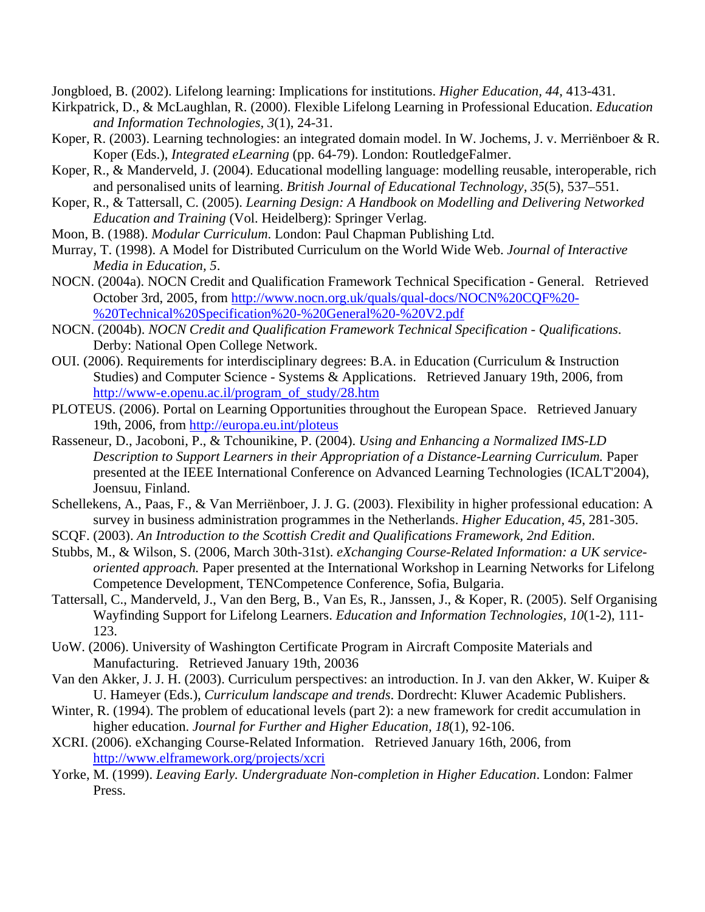Jongbloed, B. (2002). Lifelong learning: Implications for institutions. *Higher Education, 44*, 413-431.

Kirkpatrick, D., & McLaughlan, R. (2000). Flexible Lifelong Learning in Professional Education. *Education and Information Technologies, 3*(1), 24-31.

Koper, R. (2003). Learning technologies: an integrated domain model. In W. Jochems, J. v. Merriënboer & R. Koper (Eds.), *Integrated eLearning* (pp. 64-79). London: RoutledgeFalmer.

Koper, R., & Manderveld, J. (2004). Educational modelling language: modelling reusable, interoperable, rich and personalised units of learning. *British Journal of Educational Technology, 35*(5), 537–551.

Koper, R., & Tattersall, C. (2005). *Learning Design: A Handbook on Modelling and Delivering Networked Education and Training* (Vol. Heidelberg): Springer Verlag.

Moon, B. (1988). *Modular Curriculum*. London: Paul Chapman Publishing Ltd.

Murray, T. (1998). A Model for Distributed Curriculum on the World Wide Web. *Journal of Interactive Media in Education, 5*.

NOCN. (2004a). NOCN Credit and Qualification Framework Technical Specification - General. Retrieved October 3rd, 2005, from http://www.nocn.org.uk/quals/qual-docs/NOCN%20CQF%20-%20Technical%20Specification%20-%20General%20-%20V2.pdf

NOCN. (2004b). *NOCN Credit and Qualification Framework Technical Specification - Qualifications*. Derby: National Open College Network.

OUI. (2006). Requirements for interdisciplinary degrees: B.A. in Education (Curriculum & Instruction Studies) and Computer Science - Systems & Applications. Retrieved January 19th, 2006, from http://www-e.openu.ac.il/program_of_study/28.htm

PLOTEUS. (2006). Portal on Learning Opportunities throughout the European Space. Retrieved January 19th, 2006, from http://europa.eu.int/ploteus

Rasseneur, D., Jacoboni, P., & Tchounikine, P. (2004). *Using and Enhancing a Normalized IMS-LD Description to Support Learners in their Appropriation of a Distance-Learning Curriculum.* Paper presented at the IEEE International Conference on Advanced Learning Technologies (ICALT'2004), Joensuu, Finland.

Schellekens, A., Paas, F., & Van Merriënboer, J. J. G. (2003). Flexibility in higher professional education: A survey in business administration programmes in the Netherlands. *Higher Education, 45*, 281-305.

SCQF. (2003). *An Introduction to the Scottish Credit and Qualifications Framework, 2nd Edition*.

Stubbs, M., & Wilson, S. (2006, March 30th-31st). *eXchanging Course-Related Information: a UK service-oriented approach.* Paper presented at the International Workshop in Learning Networks for Lifelong Competence Development, TENCompetence Conference, Sofia, Bulgaria.

Tattersall, C., Manderveld, J., Van den Berg, B., Van Es, R., Janssen, J., & Koper, R. (2005). Self Organising Wayfinding Support for Lifelong Learners. *Education and Information Technologies, 10*(1-2), 111-123.

UoW. (2006). University of Washington Certificate Program in Aircraft Composite Materials and Manufacturing. Retrieved January 19th, 20036

Van den Akker, J. J. H. (2003). Curriculum perspectives: an introduction. In J. van den Akker, W. Kuiper & U. Hameyer (Eds.), *Curriculum landscape and trends*. Dordrecht: Kluwer Academic Publishers.

Winter, R. (1994). The problem of educational levels (part 2): a new framework for credit accumulation in higher education. *Journal for Further and Higher Education, 18*(1), 92-106.

XCRI. (2006). eXchanging Course-Related Information. Retrieved January 16th, 2006, from http://www.elframework.org/projects/xcri

Yorke, M. (1999). *Leaving Early. Undergraduate Non-completion in Higher Education*. London: Falmer Press.